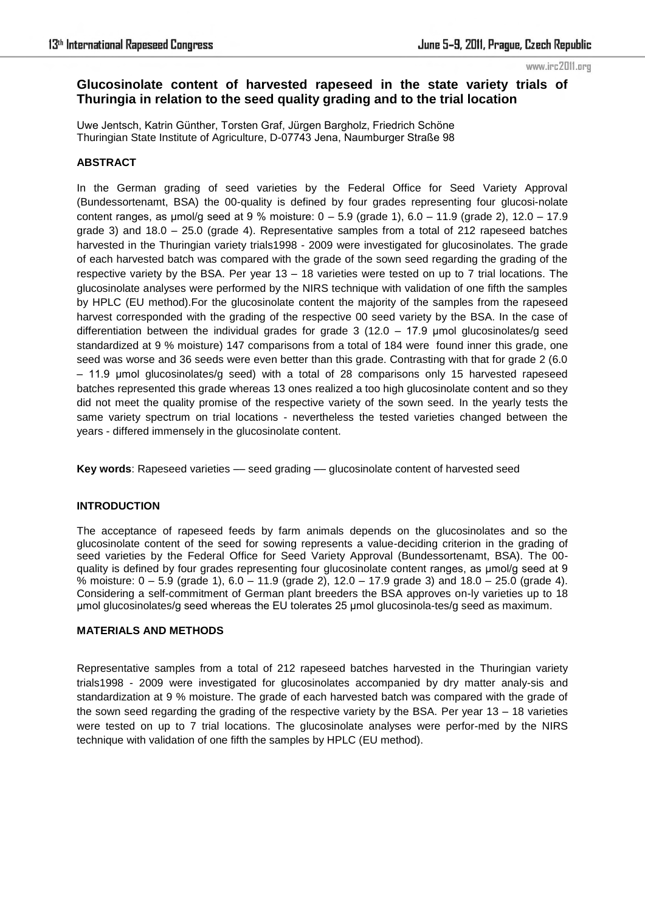## Glucosinolate content of harvested rapeseed in the state variety trials of Thuringia in relation to the seed quality grading and to the trial location

Uwe Jentsch, Katrin Günther, Torsten Graf, Jürgen Bargholz, Friedrich Schöne
Thuringian State Institute of Agriculture, D-07743 Jena, Naumburger Straße 98

### ABSTRACT

In the German grading of seed varieties by the Federal Office for Seed Variety Approval (Bundessortenamt, BSA) the 00-quality is defined by four grades representing four glucosi-nolate content ranges, as µmol/g seed at 9 % moisture: 0 – 5.9 (grade 1), 6.0 – 11.9 (grade 2), 12.0 – 17.9 grade 3) and 18.0 – 25.0 (grade 4). Representative samples from a total of 212 rapeseed batches harvested in the Thuringian variety trials1998 - 2009 were investigated for glucosinolates. The grade of each harvested batch was compared with the grade of the sown seed regarding the grading of the respective variety by the BSA. Per year 13 – 18 varieties were tested on up to 7 trial locations. The glucosinolate analyses were performed by the NIRS technique with validation of one fifth the samples by HPLC (EU method).For the glucosinolate content the majority of the samples from the rapeseed harvest corresponded with the grading of the respective 00 seed variety by the BSA. In the case of differentiation between the individual grades for grade 3 (12.0 – 17.9 µmol glucosinolates/g seed standardized at 9 % moisture) 147 comparisons from a total of 184 were found inner this grade, one seed was worse and 36 seeds were even better than this grade. Contrasting with that for grade 2 (6.0 – 11.9 µmol glucosinolates/g seed) with a total of 28 comparisons only 15 harvested rapeseed batches represented this grade whereas 13 ones realized a too high glucosinolate content and so they did not meet the quality promise of the respective variety of the sown seed. In the yearly tests the same variety spectrum on trial locations - nevertheless the tested varieties changed between the years - differed immensely in the glucosinolate content.

**Key words**: Rapeseed varieties — seed grading — glucosinolate content of harvested seed

### INTRODUCTION

The acceptance of rapeseed feeds by farm animals depends on the glucosinolates and so the glucosinolate content of the seed for sowing represents a value-deciding criterion in the grading of seed varieties by the Federal Office for Seed Variety Approval (Bundessortenamt, BSA). The 00-quality is defined by four grades representing four glucosinolate content ranges, as µmol/g seed at 9 % moisture: 0 – 5.9 (grade 1), 6.0 – 11.9 (grade 2), 12.0 – 17.9 (grade 3) and 18.0 – 25.0 (grade 4). Considering a self-commitment of German plant breeders the BSA approves on-ly varieties up to 18 µmol glucosinolates/g seed whereas the EU tolerates 25 µmol glucosinola-tes/g seed as maximum.

### MATERIALS AND METHODS

Representative samples from a total of 212 rapeseed batches harvested in the Thuringian variety trials1998 - 2009 were investigated for glucosinolates accompanied by dry matter analy-sis and standardization at 9 % moisture. The grade of each harvested batch was compared with the grade of the sown seed regarding the grading of the respective variety by the BSA. Per year 13 – 18 varieties were tested on up to 7 trial locations. The glucosinolate analyses were perfor-med by the NIRS technique with validation of one fifth the samples by HPLC (EU method).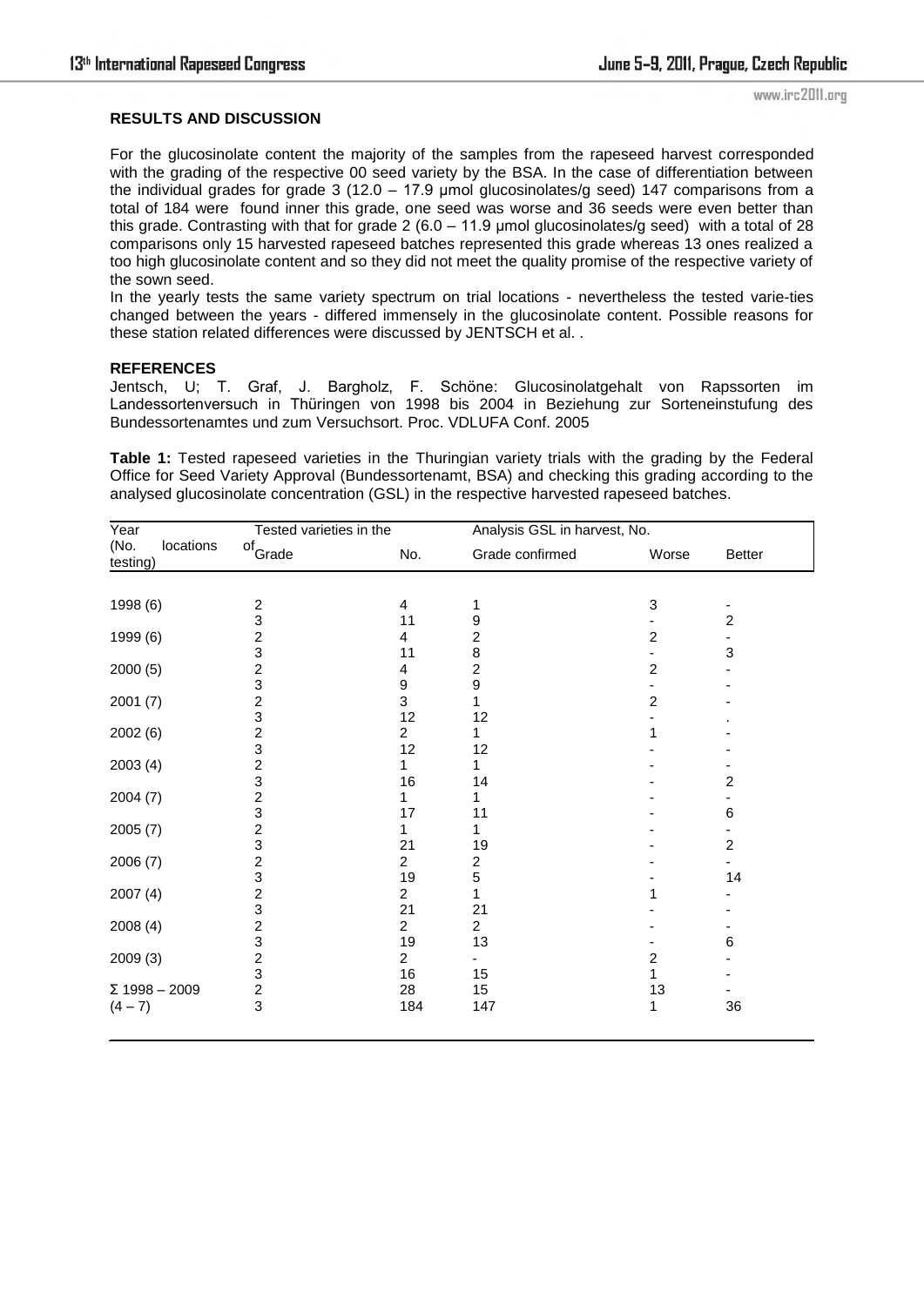**RESULTS AND DISCUSSION**

For the glucosinolate content the majority of the samples from the rapeseed harvest corresponded with the grading of the respective 00 seed variety by the BSA. In the case of differentiation between the individual grades for grade 3 (12.0 – 17.9 µmol glucosinolates/g seed) 147 comparisons from a total of 184 were found inner this grade, one seed was worse and 36 seeds were even better than this grade. Contrasting with that for grade 2 (6.0 – 11.9 µmol glucosinolates/g seed) with a total of 28 comparisons only 15 harvested rapeseed batches represented this grade whereas 13 ones realized a too high glucosinolate content and so they did not meet the quality promise of the respective variety of the sown seed.

In the yearly tests the same variety spectrum on trial locations - nevertheless the tested varie-ties changed between the years - differed immensely in the glucosinolate content. Possible reasons for these station related differences were discussed by JENTSCH et al. .

**REFERENCES**

Jentsch, U; T. Graf, J. Bargholz, F. Schöne: Glucosinolatgehalt von Rapssorten im Landessortenversuch in Thüringen von 1998 bis 2004 in Beziehung zur Sorteneinstufung des Bundessortenamtes und zum Versuchsort. Proc. VDLUFA Conf. 2005

**Table 1:** Tested rapeseed varieties in the Thuringian variety trials with the grading by the Federal Office for Seed Variety Approval (Bundessortenamt, BSA) and checking this grading according to the analysed glucosinolate concentration (GSL) in the respective harvested rapeseed batches.

| Year (No. of locations testing) | Tested varieties in the | | Analysis GSL in harvest, No. | | |
|---|---|---|---|---|---|
| | Grade | No. | Grade confirmed | Worse | Better |
| 1998 (6) | 2 | 4 | 1 | 3 | - |
| | 3 | 11 | 9 | - | 2 |
| 1999 (6) | 2 | 4 | 2 | 2 | - |
| | 3 | 11 | 8 | - | 3 |
| 2000 (5) | 2 | 4 | 2 | 2 | - |
| | 3 | 9 | 9 | - | - |
| 2001 (7) | 2 | 3 | 1 | 2 | - |
| | 3 | 12 | 12 | - | . |
| 2002 (6) | 2 | 2 | 1 | 1 | - |
| | 3 | 12 | 12 | - | - |
| 2003 (4) | 2 | 1 | 1 | - | - |
| | 3 | 16 | 14 | - | 2 |
| 2004 (7) | 2 | 1 | 1 | - | - |
| | 3 | 17 | 11 | - | 6 |
| 2005 (7) | 2 | 1 | 1 | - | - |
| | 3 | 21 | 19 | - | 2 |
| 2006 (7) | 2 | 2 | 2 | - | - |
| | 3 | 19 | 5 | - | 14 |
| 2007 (4) | 2 | 2 | 1 | 1 | - |
| | 3 | 21 | 21 | - | - |
| 2008 (4) | 2 | 2 | 2 | - | - |
| | 3 | 19 | 13 | - | 6 |
| 2009 (3) | 2 | 2 | - | 2 | - |
| | 3 | 16 | 15 | 1 | - |
| Σ 1998 – 2009 | 2 | 28 | 15 | 13 | - |
| (4 – 7) | 3 | 184 | 147 | 1 | 36 |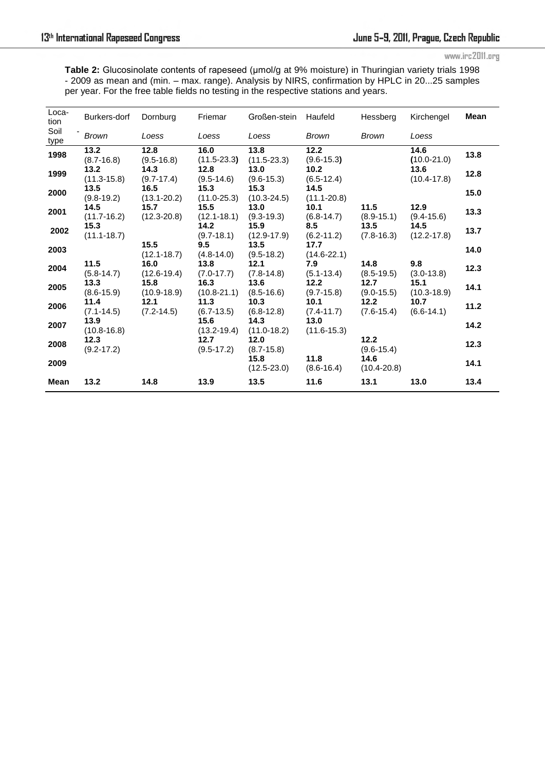**Table 2:** Glucosinolate contents of rapeseed (µmol/g at 9% moisture) in Thuringian variety trials 1998 - 2009 as mean and (min. – max. range). Analysis by NIRS, confirmation by HPLC in 20...25 samples per year. For the free table fields no testing in the respective stations and years.

| Loca-tion | Burkers-dorf | Dornburg | Friemar | Großen-stein | Haufeld | Hessberg | Kirchengel | **Mean** |
|---|---|---|---|---|---|---|---|---|
| Soil - type | *Brown* | *Loess* | *Loess* | *Loess* | *Brown* | *Brown* | *Loess* | |
| **1998** | **13.2** (8.7-16.8) | **12.8** (9.5-16.8) | **16.0** (11.5-23.3) | **13.8** (11.5-23.3) | **12.2** (9.6-15.3) | | **14.6** (10.0-21.0) | **13.8** |
| **1999** | **13.2** (11.3-15.8) | **14.3** (9.7-17.4) | **12.8** (9.5-14.6) | **13.0** (9.6-15.3) | **10.2** (6.5-12.4) | | **13.6** (10.4-17.8) | **12.8** |
| **2000** | **13.5** (9.8-19.2) | **16.5** (13.1-20.2) | **15.3** (11.0-25.3) | **15.3** (10.3-24.5) | **14.5** (11.1-20.8) | | | **15.0** |
| **2001** | **14.5** (11.7-16.2) | **15.7** (12.3-20.8) | **15.5** (12.1-18.1) | **13.0** (9.3-19.3) | **10.1** (6.8-14.7) | **11.5** (8.9-15.1) | **12.9** (9.4-15.6) | **13.3** |
| **2002** | **15.3** (11.1-18.7) | | **14.2** (9.7-18.1) | **15.9** (12.9-17.9) | **8.5** (6.2-11.2) | **13.5** (7.8-16.3) | **14.5** (12.2-17.8) | **13.7** |
| **2003** | | **15.5** (12.1-18.7) | **9.5** (4.8-14.0) | **13.5** (9.5-18.2) | **17.7** (14.6-22.1) | | | **14.0** |
| **2004** | **11.5** (5.8-14.7) | **16.0** (12.6-19.4) | **13.8** (7.0-17.7) | **12.1** (7.8-14.8) | **7.9** (5.1-13.4) | **14.8** (8.5-19.5) | **9.8** (3.0-13.8) | **12.3** |
| **2005** | **13.3** (8.6-15.9) | **15.8** (10.9-18.9) | **16.3** (10.8-21.1) | **13.6** (8.5-16.6) | **12.2** (9.7-15.8) | **12.7** (9.0-15.5) | **15.1** (10.3-18.9) | **14.1** |
| **2006** | **11.4** (7.1-14.5) | **12.1** (7.2-14.5) | **11.3** (6.7-13.5) | **10.3** (6.8-12.8) | **10.1** (7.4-11.7) | **12.2** (7.6-15.4) | **10.7** (6.6-14.1) | **11.2** |
| **2007** | **13.9** (10.8-16.8) | | **15.6** (13.2-19.4) | **14.3** (11.0-18.2) | **13.0** (11.6-15.3) | | | **14.2** |
| **2008** | **12.3** (9.2-17.2) | | **12.7** (9.5-17.2) | **12.0** (8.7-15.8) | | **12.2** (9.6-15.4) | | **12.3** |
| **2009** | | | | **15.8** (12.5-23.0) | **11.8** (8.6-16.4) | **14.6** (10.4-20.8) | | **14.1** |
| **Mean** | **13.2** | **14.8** | **13.9** | **13.5** | **11.6** | **13.1** | **13.0** | **13.4** |